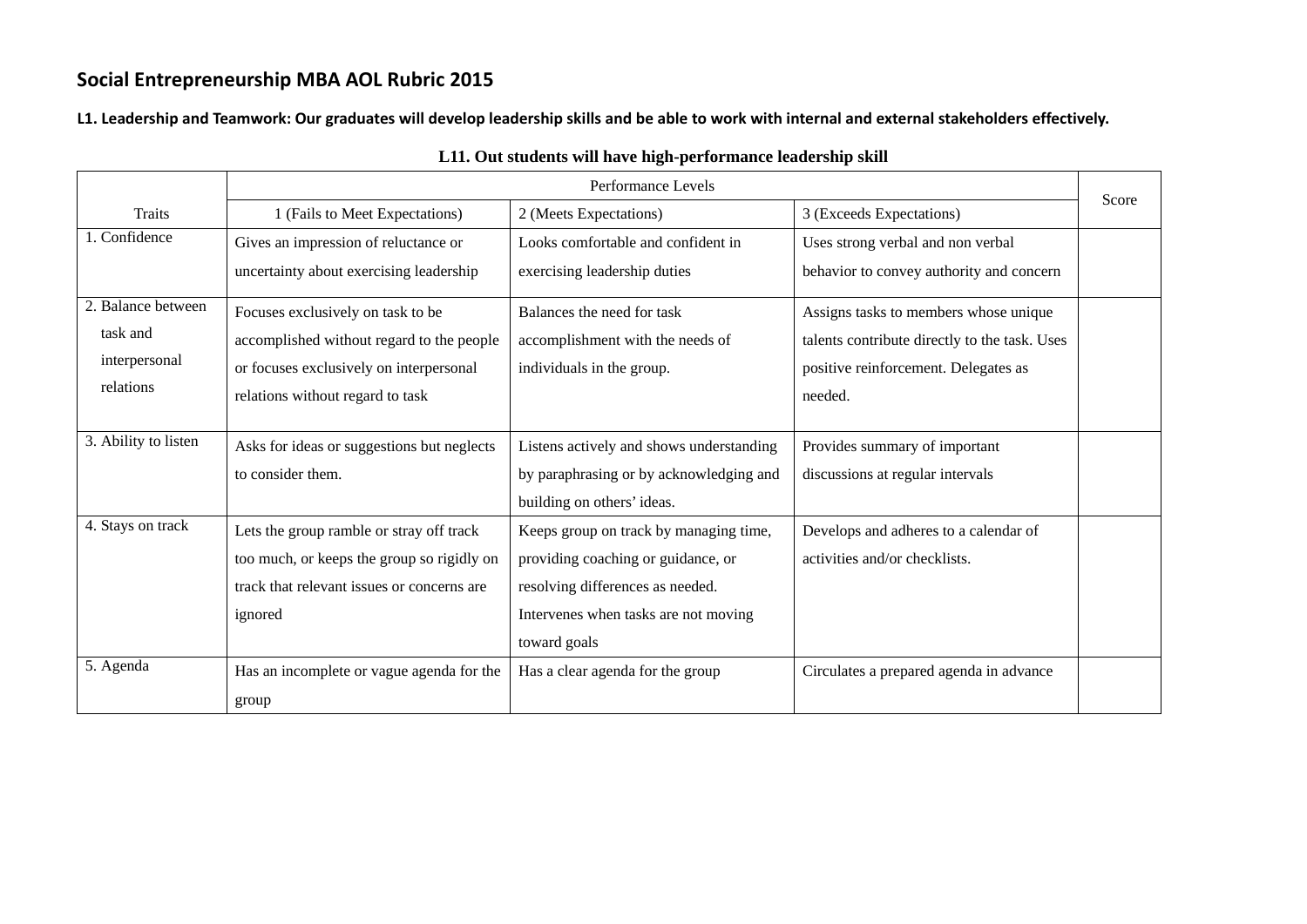# Social Entrepreneurship MBA AOL Rubric 2015

**L1. Leadership and Teamwork: Our graduates will develop leadership skills and be able to work with internal and external stakeholders effectively.**

**L11. Out students will have high-performance leadership skill**

| Traits | Performance Levels | | | Score |
|---|---|---|---|---|
| | 1 (Fails to Meet Expectations) | 2 (Meets Expectations) | 3 (Exceeds Expectations) | |
| 1. Confidence | Gives an impression of reluctance or uncertainty about exercising leadership | Looks comfortable and confident in exercising leadership duties | Uses strong verbal and non verbal behavior to convey authority and concern | |
| 2. Balance between task and interpersonal relations | Focuses exclusively on task to be accomplished without regard to the people or focuses exclusively on interpersonal relations without regard to task | Balances the need for task accomplishment with the needs of individuals in the group. | Assigns tasks to members whose unique talents contribute directly to the task. Uses positive reinforcement. Delegates as needed. | |
| 3. Ability to listen | Asks for ideas or suggestions but neglects to consider them. | Listens actively and shows understanding by paraphrasing or by acknowledging and building on others' ideas. | Provides summary of important discussions at regular intervals | |
| 4. Stays on track | Lets the group ramble or stray off track too much, or keeps the group so rigidly on track that relevant issues or concerns are ignored | Keeps group on track by managing time, providing coaching or guidance, or resolving differences as needed. Intervenes when tasks are not moving toward goals | Develops and adheres to a calendar of activities and/or checklists. | |
| 5. Agenda | Has an incomplete or vague agenda for the group | Has a clear agenda for the group | Circulates a prepared agenda in advance | |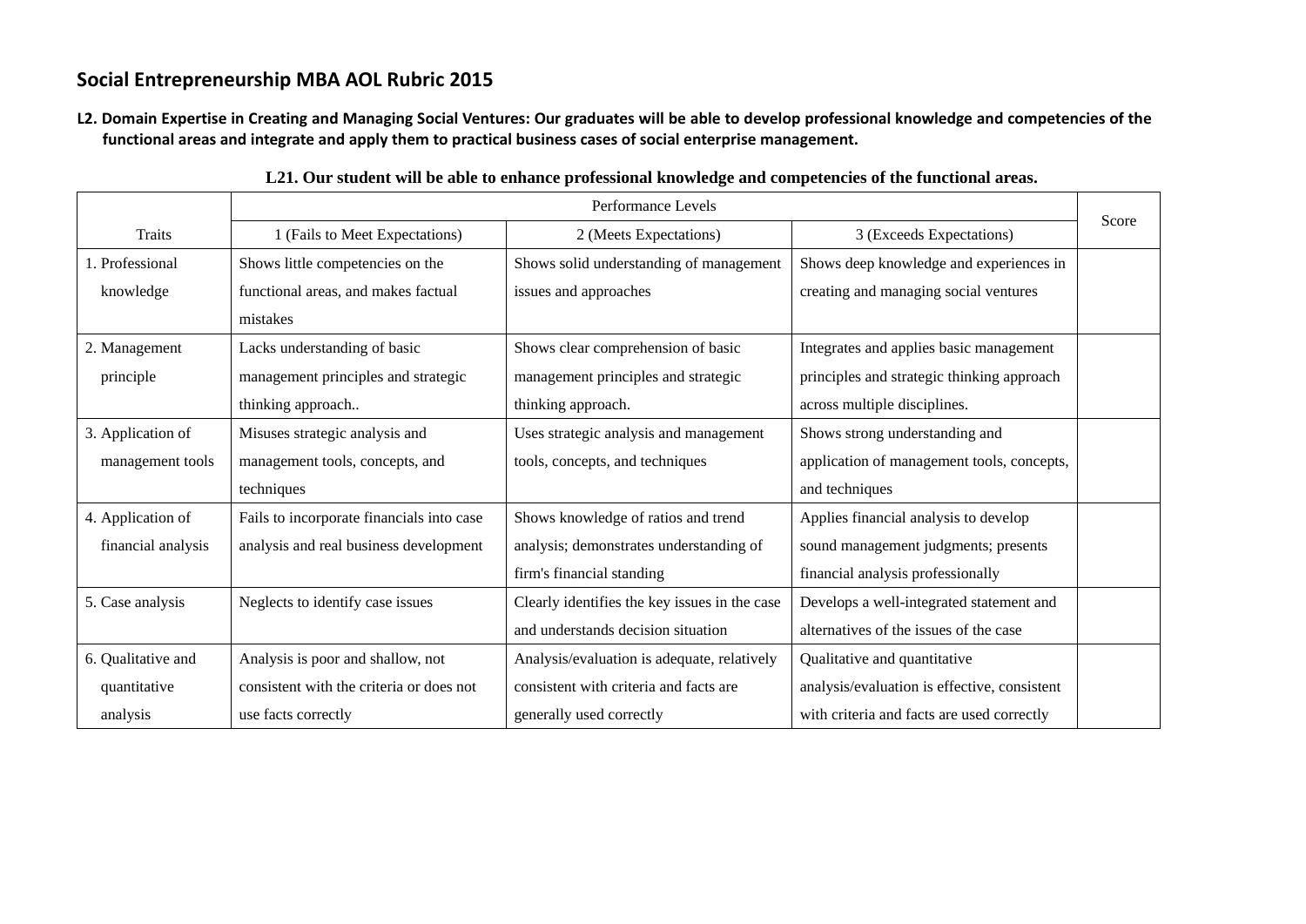# Social Entrepreneurship MBA AOL Rubric 2015

**L2. Domain Expertise in Creating and Managing Social Ventures: Our graduates will be able to develop professional knowledge and competencies of the functional areas and integrate and apply them to practical business cases of social enterprise management.**

**L21. Our student will be able to enhance professional knowledge and competencies of the functional areas.**

| Traits | Performance Levels | | | Score |
|---|---|---|---|---|
| | 1 (Fails to Meet Expectations) | 2 (Meets Expectations) | 3 (Exceeds Expectations) | |
| 1. Professional knowledge | Shows little competencies on the functional areas, and makes factual mistakes | Shows solid understanding of management issues and approaches | Shows deep knowledge and experiences in creating and managing social ventures | |
| 2. Management principle | Lacks understanding of basic management principles and strategic thinking approach.. | Shows clear comprehension of basic management principles and strategic thinking approach. | Integrates and applies basic management principles and strategic thinking approach across multiple disciplines. | |
| 3. Application of management tools | Misuses strategic analysis and management tools, concepts, and techniques | Uses strategic analysis and management tools, concepts, and techniques | Shows strong understanding and application of management tools, concepts, and techniques | |
| 4. Application of financial analysis | Fails to incorporate financials into case analysis and real business development | Shows knowledge of ratios and trend analysis; demonstrates understanding of firm's financial standing | Applies financial analysis to develop sound management judgments; presents financial analysis professionally | |
| 5. Case analysis | Neglects to identify case issues | Clearly identifies the key issues in the case and understands decision situation | Develops a well-integrated statement and alternatives of the issues of the case | |
| 6. Qualitative and quantitative analysis | Analysis is poor and shallow, not consistent with the criteria or does not use facts correctly | Analysis/evaluation is adequate, relatively consistent with criteria and facts are generally used correctly | Qualitative and quantitative analysis/evaluation is effective, consistent with criteria and facts are used correctly | |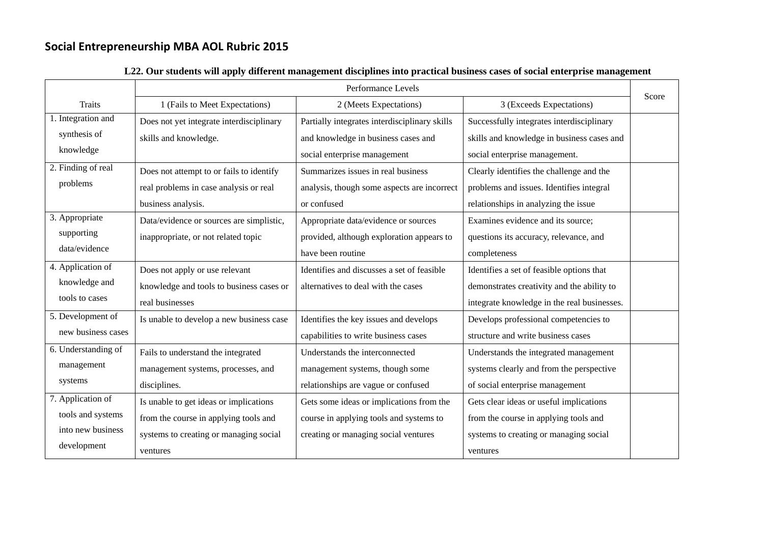## Social Entrepreneurship MBA AOL Rubric 2015

**L22. Our students will apply different management disciplines into practical business cases of social enterprise management**

| Traits | Performance Levels | | | Score |
|---|---|---|---|---|
| | 1 (Fails to Meet Expectations) | 2 (Meets Expectations) | 3 (Exceeds Expectations) | |
| 1. Integration and synthesis of knowledge | Does not yet integrate interdisciplinary skills and knowledge. | Partially integrates interdisciplinary skills and knowledge in business cases and social enterprise management | Successfully integrates interdisciplinary skills and knowledge in business cases and social enterprise management. | |
| 2. Finding of real problems | Does not attempt to or fails to identify real problems in case analysis or real business analysis. | Summarizes issues in real business analysis, though some aspects are incorrect or confused | Clearly identifies the challenge and the problems and issues. Identifies integral relationships in analyzing the issue | |
| 3. Appropriate supporting data/evidence | Data/evidence or sources are simplistic, inappropriate, or not related topic | Appropriate data/evidence or sources provided, although exploration appears to have been routine | Examines evidence and its source; questions its accuracy, relevance, and completeness | |
| 4. Application of knowledge and tools to cases | Does not apply or use relevant knowledge and tools to business cases or real businesses | Identifies and discusses a set of feasible alternatives to deal with the cases | Identifies a set of feasible options that demonstrates creativity and the ability to integrate knowledge in the real businesses. | |
| 5. Development of new business cases | Is unable to develop a new business case | Identifies the key issues and develops capabilities to write business cases | Develops professional competencies to structure and write business cases | |
| 6. Understanding of management systems | Fails to understand the integrated management systems, processes, and disciplines. | Understands the interconnected management systems, though some relationships are vague or confused | Understands the integrated management systems clearly and from the perspective of social enterprise management | |
| 7. Application of tools and systems into new business development | Is unable to get ideas or implications from the course in applying tools and systems to creating or managing social ventures | Gets some ideas or implications from the course in applying tools and systems to creating or managing social ventures | Gets clear ideas or useful implications from the course in applying tools and systems to creating or managing social ventures | |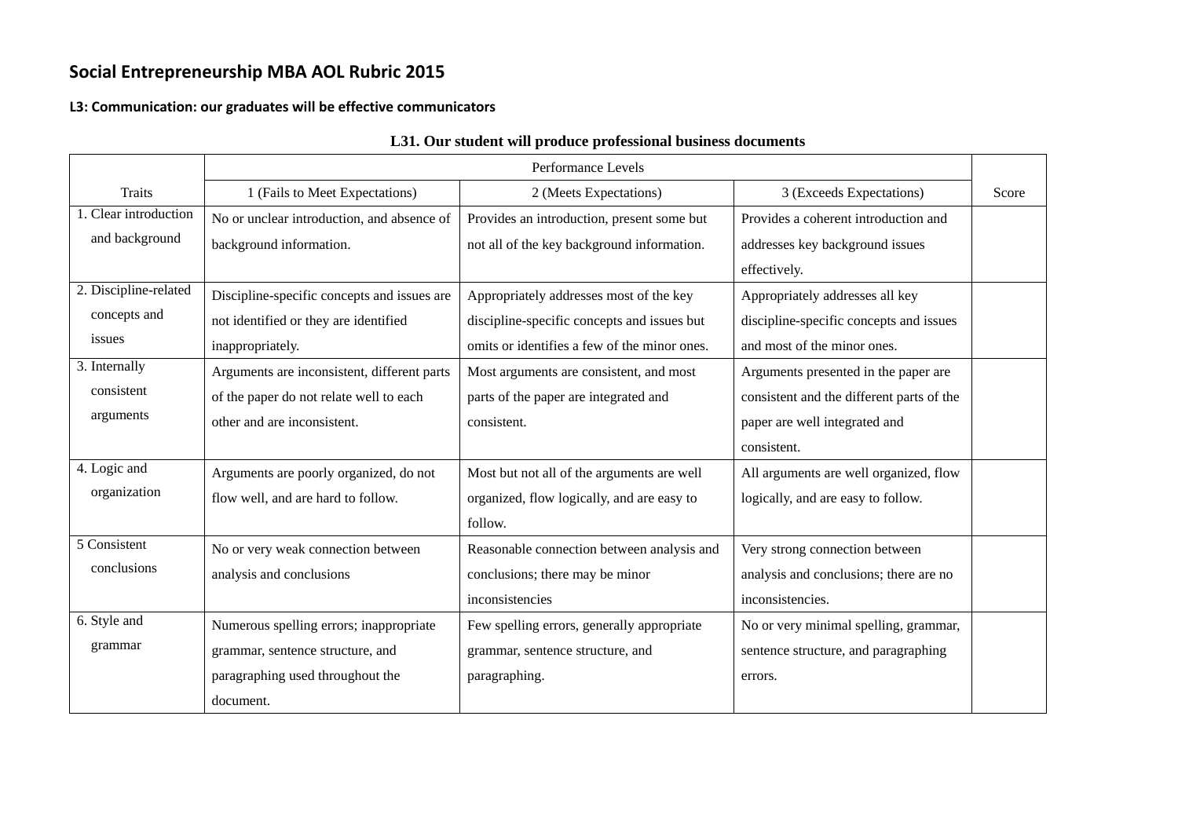## Social Entrepreneurship MBA AOL Rubric 2015

### L3: Communication: our graduates will be effective communicators

**L31. Our student will produce professional business documents**

| Traits | Performance Levels | | | Score |
|---|---|---|---|---|
| | 1 (Fails to Meet Expectations) | 2 (Meets Expectations) | 3 (Exceeds Expectations) | |
| 1. Clear introduction and background | No or unclear introduction, and absence of background information. | Provides an introduction, present some but not all of the key background information. | Provides a coherent introduction and addresses key background issues effectively. | |
| 2. Discipline-related concepts and issues | Discipline-specific concepts and issues are not identified or they are identified inappropriately. | Appropriately addresses most of the key discipline-specific concepts and issues but omits or identifies a few of the minor ones. | Appropriately addresses all key discipline-specific concepts and issues and most of the minor ones. | |
| 3. Internally consistent arguments | Arguments are inconsistent, different parts of the paper do not relate well to each other and are inconsistent. | Most arguments are consistent, and most parts of the paper are integrated and consistent. | Arguments presented in the paper are consistent and the different parts of the paper are well integrated and consistent. | |
| 4. Logic and organization | Arguments are poorly organized, do not flow well, and are hard to follow. | Most but not all of the arguments are well organized, flow logically, and are easy to follow. | All arguments are well organized, flow logically, and are easy to follow. | |
| 5 Consistent conclusions | No or very weak connection between analysis and conclusions | Reasonable connection between analysis and conclusions; there may be minor inconsistencies | Very strong connection between analysis and conclusions; there are no inconsistencies. | |
| 6. Style and grammar | Numerous spelling errors; inappropriate grammar, sentence structure, and paragraphing used throughout the document. | Few spelling errors, generally appropriate grammar, sentence structure, and paragraphing. | No or very minimal spelling, grammar, sentence structure, and paragraphing errors. | |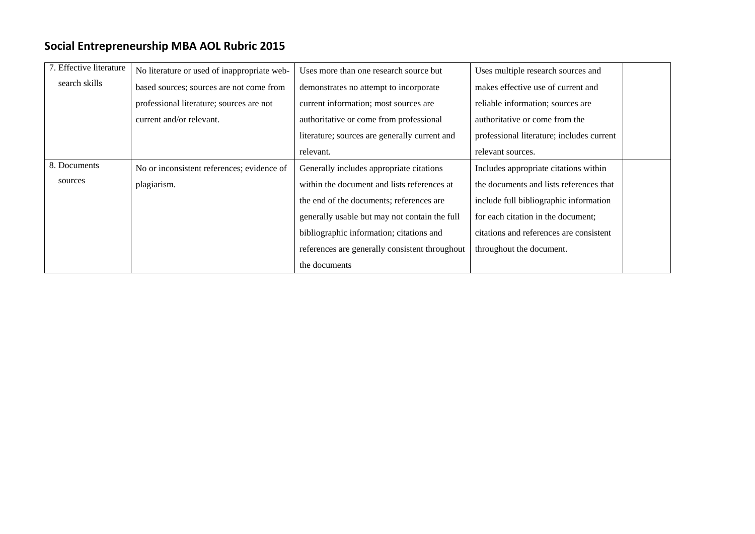## Social Entrepreneurship MBA AOL Rubric 2015

| | | | | |
|---|---|---|---|---|
| 7. Effective literature search skills | No literature or used of inappropriate web-based sources; sources are not come from professional literature; sources are not current and/or relevant. | Uses more than one research source but demonstrates no attempt to incorporate current information; most sources are authoritative or come from professional literature; sources are generally current and relevant. | Uses multiple research sources and makes effective use of current and reliable information; sources are authoritative or come from the professional literature; includes current relevant sources. | |
| 8. Documents sources | No or inconsistent references; evidence of plagiarism. | Generally includes appropriate citations within the document and lists references at the end of the documents; references are generally usable but may not contain the full bibliographic information; citations and references are generally consistent throughout the documents | Includes appropriate citations within the documents and lists references that include full bibliographic information for each citation in the document; citations and references are consistent throughout the document. | |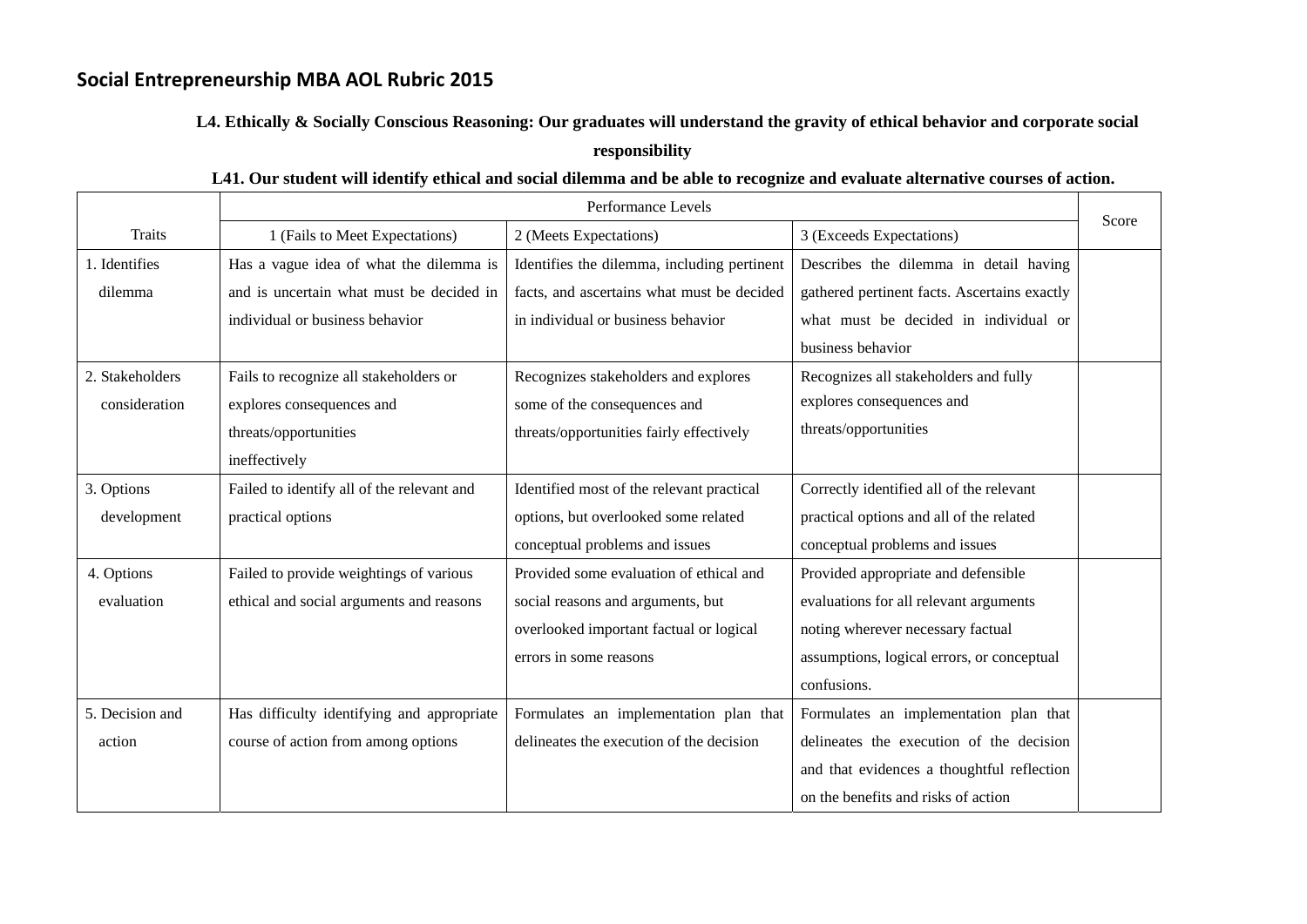## Social Entrepreneurship MBA AOL Rubric 2015

**L4. Ethically & Socially Conscious Reasoning: Our graduates will understand the gravity of ethical behavior and corporate social responsibility**

**L41. Our student will identify ethical and social dilemma and be able to recognize and evaluate alternative courses of action.**

| Traits | Performance Levels | | | Score |
|---|---|---|---|---|
| | 1 (Fails to Meet Expectations) | 2 (Meets Expectations) | 3 (Exceeds Expectations) | |
| 1. Identifies dilemma | Has a vague idea of what the dilemma is and is uncertain what must be decided in individual or business behavior | Identifies the dilemma, including pertinent facts, and ascertains what must be decided in individual or business behavior | Describes the dilemma in detail having gathered pertinent facts. Ascertains exactly what must be decided in individual or business behavior | |
| 2. Stakeholders consideration | Fails to recognize all stakeholders or explores consequences and threats/opportunities ineffectively | Recognizes stakeholders and explores some of the consequences and threats/opportunities fairly effectively | Recognizes all stakeholders and fully explores consequences and threats/opportunities | |
| 3. Options development | Failed to identify all of the relevant and practical options | Identified most of the relevant practical options, but overlooked some related conceptual problems and issues | Correctly identified all of the relevant practical options and all of the related conceptual problems and issues | |
| 4. Options evaluation | Failed to provide weightings of various ethical and social arguments and reasons | Provided some evaluation of ethical and social reasons and arguments, but overlooked important factual or logical errors in some reasons | Provided appropriate and defensible evaluations for all relevant arguments noting wherever necessary factual assumptions, logical errors, or conceptual confusions. | |
| 5. Decision and action | Has difficulty identifying and appropriate course of action from among options | Formulates an implementation plan that delineates the execution of the decision | Formulates an implementation plan that delineates the execution of the decision and that evidences a thoughtful reflection on the benefits and risks of action | |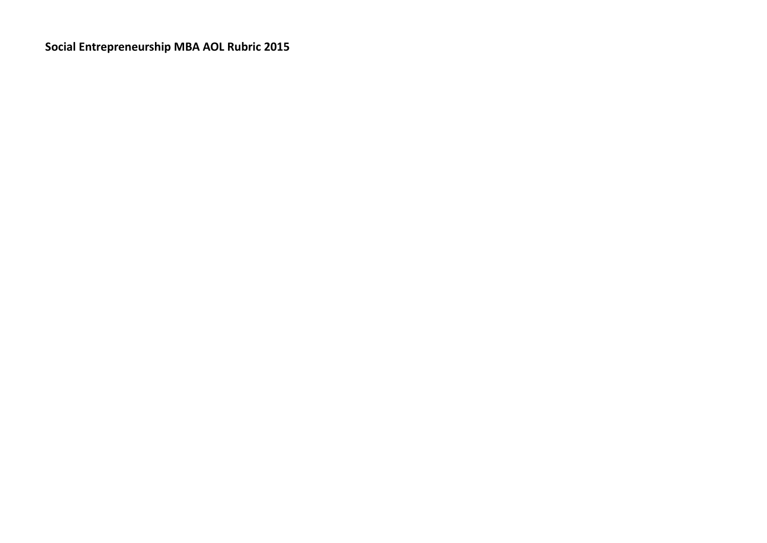**Social Entrepreneurship MBA AOL Rubric 2015**